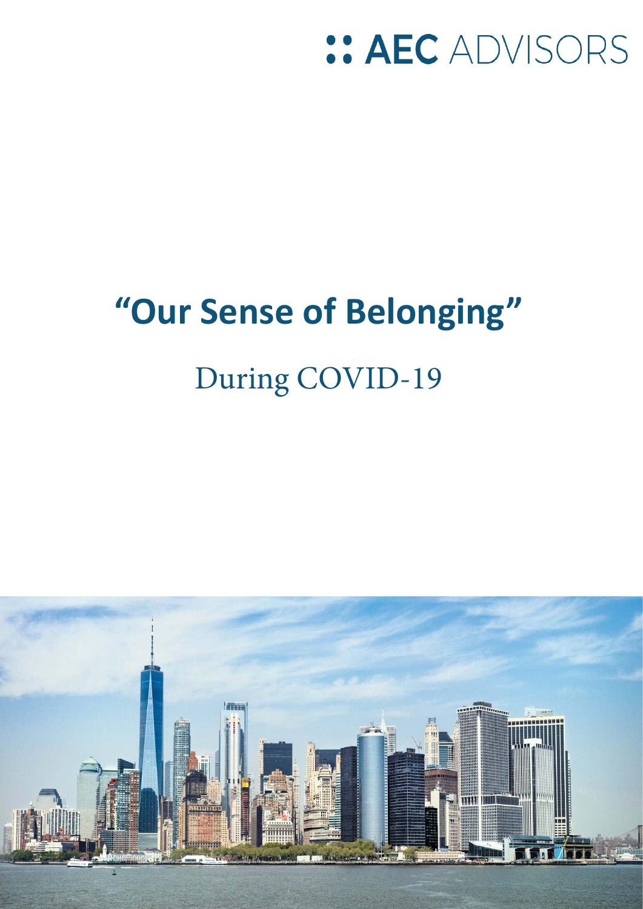:: AEC ADVISORS

# "Our Sense of Belonging"

## During COVID-19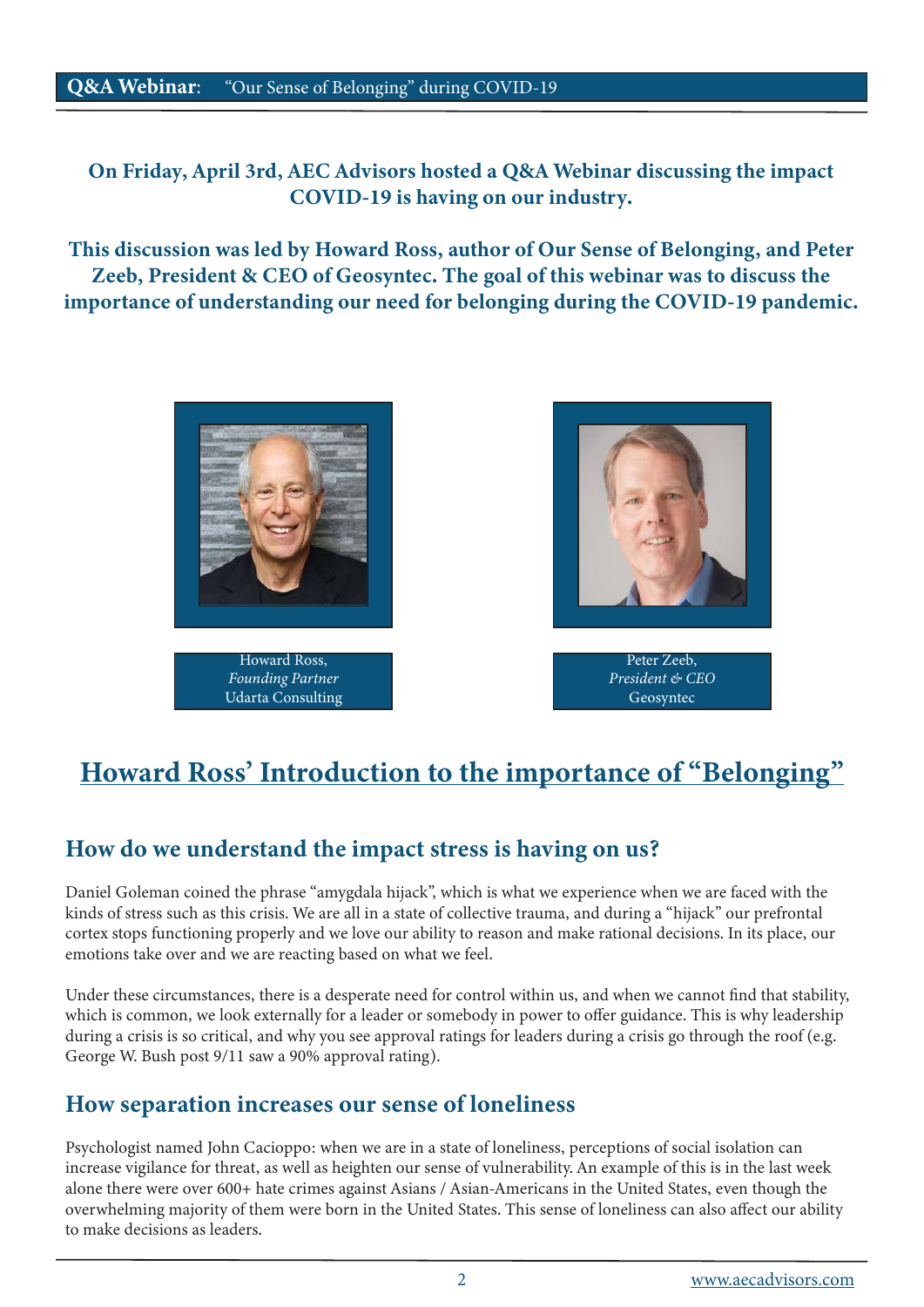**Q&A Webinar**: "Our Sense of Belonging" during COVID-19

**On Friday, April 3rd, AEC Advisors hosted a Q&A Webinar discussing the impact COVID-19 is having on our industry.**

**This discussion was led by Howard Ross, author of Our Sense of Belonging, and Peter Zeeb, President & CEO of Geosyntec. The goal of this webinar was to discuss the importance of understanding our need for belonging during the COVID-19 pandemic.**

Howard Ross,
*Founding Partner*
Udarta Consulting

Peter Zeeb,
*President & CEO*
Geosyntec

# Howard Ross' Introduction to the importance of "Belonging"

## How do we understand the impact stress is having on us?

Daniel Goleman coined the phrase "amygdala hijack", which is what we experience when we are faced with the kinds of stress such as this crisis. We are all in a state of collective trauma, and during a "hijack" our prefrontal cortex stops functioning properly and we love our ability to reason and make rational decisions. In its place, our emotions take over and we are reacting based on what we feel.

Under these circumstances, there is a desperate need for control within us, and when we cannot find that stability, which is common, we look externally for a leader or somebody in power to offer guidance. This is why leadership during a crisis is so critical, and why you see approval ratings for leaders during a crisis go through the roof (e.g. George W. Bush post 9/11 saw a 90% approval rating).

## How separation increases our sense of loneliness

Psychologist named John Cacioppo: when we are in a state of loneliness, perceptions of social isolation can increase vigilance for threat, as well as heighten our sense of vulnerability. An example of this is in the last week alone there were over 600+ hate crimes against Asians / Asian-Americans in the United States, even though the overwhelming majority of them were born in the United States. This sense of loneliness can also affect our ability to make decisions as leaders.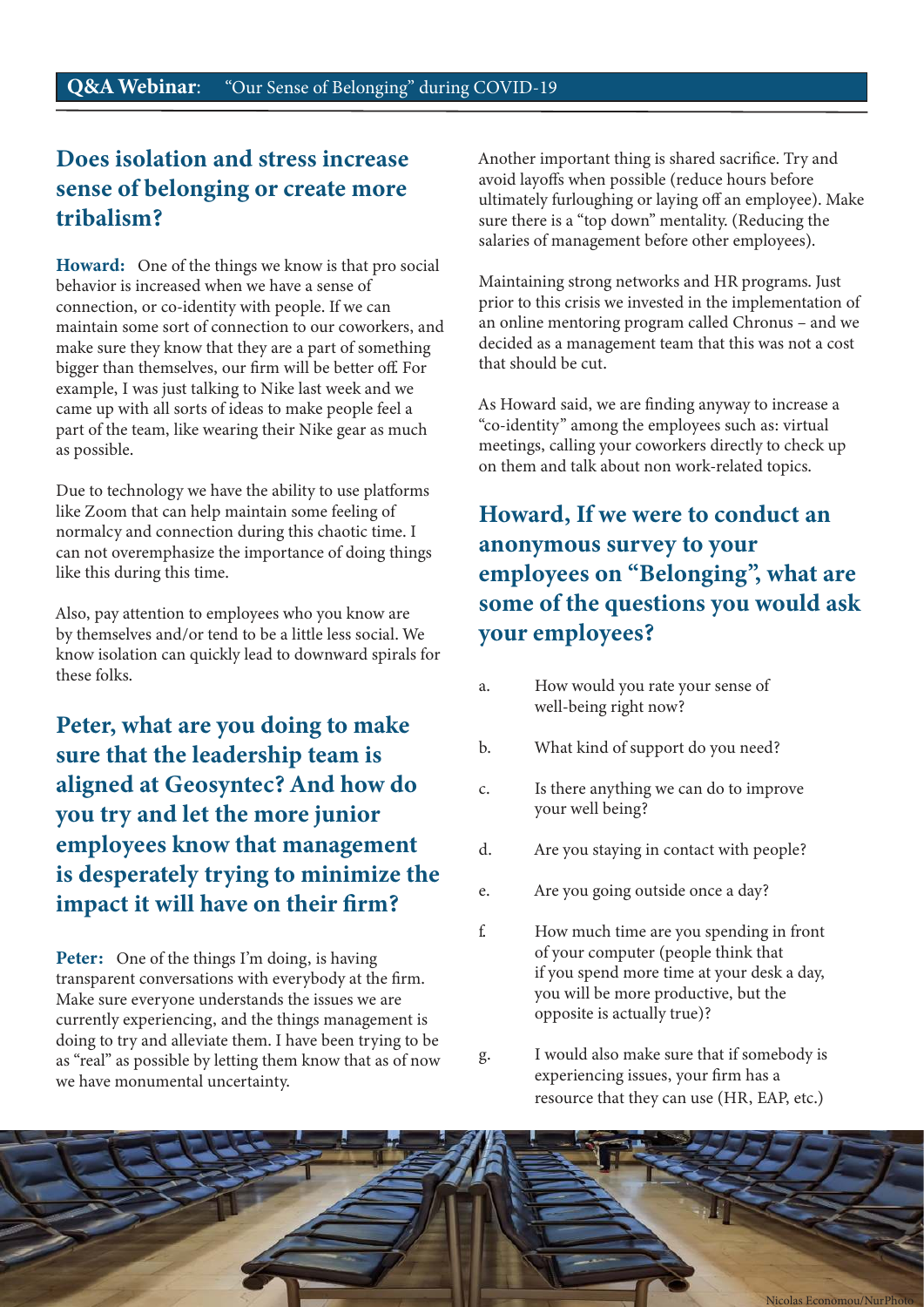## Does isolation and stress increase sense of belonging or create more tribalism?

**Howard:** One of the things we know is that pro social behavior is increased when we have a sense of connection, or co-identity with people. If we can maintain some sort of connection to our coworkers, and make sure they know that they are a part of something bigger than themselves, our firm will be better off. For example, I was just talking to Nike last week and we came up with all sorts of ideas to make people feel a part of the team, like wearing their Nike gear as much as possible.

Due to technology we have the ability to use platforms like Zoom that can help maintain some feeling of normalcy and connection during this chaotic time. I can not overemphasize the importance of doing things like this during this time.

Also, pay attention to employees who you know are by themselves and/or tend to be a little less social. We know isolation can quickly lead to downward spirals for these folks.

## Peter, what are you doing to make sure that the leadership team is aligned at Geosyntec? And how do you try and let the more junior employees know that management is desperately trying to minimize the impact it will have on their firm?

**Peter:** One of the things I'm doing, is having transparent conversations with everybody at the firm. Make sure everyone understands the issues we are currently experiencing, and the things management is doing to try and alleviate them. I have been trying to be as "real" as possible by letting them know that as of now we have monumental uncertainty.

Another important thing is shared sacrifice. Try and avoid layoffs when possible (reduce hours before ultimately furloughing or laying off an employee). Make sure there is a "top down" mentality. (Reducing the salaries of management before other employees).

Maintaining strong networks and HR programs. Just prior to this crisis we invested in the implementation of an online mentoring program called Chronus – and we decided as a management team that this was not a cost that should be cut.

As Howard said, we are finding anyway to increase a "co-identity" among the employees such as: virtual meetings, calling your coworkers directly to check up on them and talk about non work-related topics.

## Howard, If we were to conduct an anonymous survey to your employees on "Belonging", what are some of the questions you would ask your employees?

a. How would you rate your sense of well-being right now?

b. What kind of support do you need?

c. Is there anything we can do to improve your well being?

d. Are you staying in contact with people?

e. Are you going outside once a day?

f. How much time are you spending in front of your computer (people think that if you spend more time at your desk a day, you will be more productive, but the opposite is actually true)?

g. I would also make sure that if somebody is experiencing issues, your firm has a resource that they can use (HR, EAP, etc.)

Nicolas Economou/NurPhoto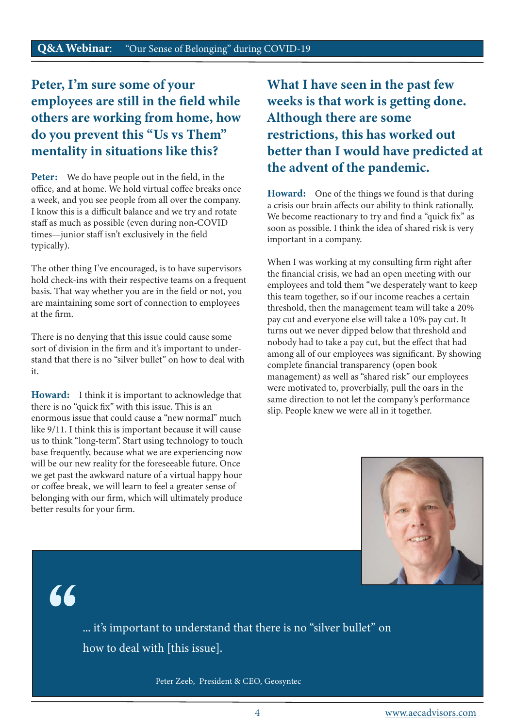## Peter, I'm sure some of your employees are still in the field while others are working from home, how do you prevent this "Us vs Them" mentality in situations like this?

**Peter:** We do have people out in the field, in the office, and at home. We hold virtual coffee breaks once a week, and you see people from all over the company. I know this is a difficult balance and we try and rotate staff as much as possible (even during non-COVID times—junior staff isn't exclusively in the field typically).

The other thing I've encouraged, is to have supervisors hold check-ins with their respective teams on a frequent basis. That way whether you are in the field or not, you are maintaining some sort of connection to employees at the firm.

There is no denying that this issue could cause some sort of division in the firm and it's important to understand that there is no "silver bullet" on how to deal with it.

**Howard:** I think it is important to acknowledge that there is no "quick fix" with this issue. This is an enormous issue that could cause a "new normal" much like 9/11. I think this is important because it will cause us to think "long-term". Start using technology to touch base frequently, because what we are experiencing now will be our new reality for the foreseeable future. Once we get past the awkward nature of a virtual happy hour or coffee break, we will learn to feel a greater sense of belonging with our firm, which will ultimately produce better results for your firm.

## What I have seen in the past few weeks is that work is getting done. Although there are some restrictions, this has worked out better than I would have predicted at the advent of the pandemic.

**Howard:** One of the things we found is that during a crisis our brain affects our ability to think rationally. We become reactionary to try and find a "quick fix" as soon as possible. I think the idea of shared risk is very important in a company.

When I was working at my consulting firm right after the financial crisis, we had an open meeting with our employees and told them "we desperately want to keep this team together, so if our income reaches a certain threshold, then the management team will take a 20% pay cut and everyone else will take a 10% pay cut. It turns out we never dipped below that threshold and nobody had to take a pay cut, but the effect that had among all of our employees was significant. By showing complete financial transparency (open book management) as well as "shared risk" our employees were motivated to, proverbially, pull the oars in the same direction to not let the company's performance slip. People knew we were all in it together.

> "... it's important to understand that there is no "silver bullet" on how to deal with [this issue].
>
> Peter Zeeb, President & CEO, Geosyntec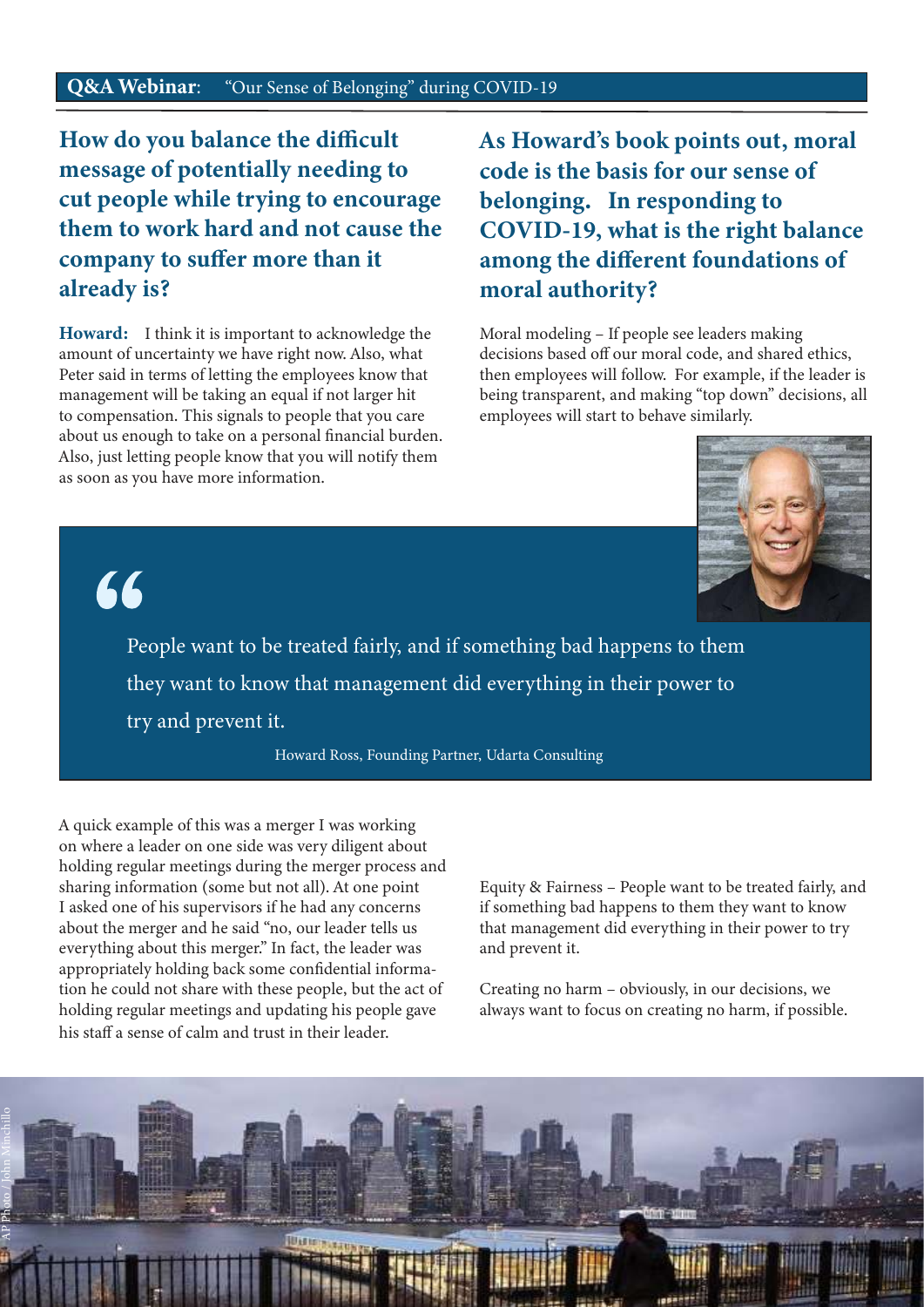## How do you balance the difficult message of potentially needing to cut people while trying to encourage them to work hard and not cause the company to suffer more than it already is?

**Howard:** I think it is important to acknowledge the amount of uncertainty we have right now. Also, what Peter said in terms of letting the employees know that management will be taking an equal if not larger hit to compensation. This signals to people that you care about us enough to take on a personal financial burden. Also, just letting people know that you will notify them as soon as you have more information.

A quick example of this was a merger I was working on where a leader on one side was very diligent about holding regular meetings during the merger process and sharing information (some but not all). At one point I asked one of his supervisors if he had any concerns about the merger and he said "no, our leader tells us everything about this merger." In fact, the leader was appropriately holding back some confidential information he could not share with these people, but the act of holding regular meetings and updating his people gave his staff a sense of calm and trust in their leader.

## As Howard's book points out, moral code is the basis for our sense of belonging. In responding to COVID-19, what is the right balance among the different foundations of moral authority?

Moral modeling – If people see leaders making decisions based off our moral code, and shared ethics, then employees will follow. For example, if the leader is being transparent, and making "top down" decisions, all employees will start to behave similarly.

> "People want to be treated fairly, and if something bad happens to them they want to know that management did everything in their power to try and prevent it.
>
> Howard Ross, Founding Partner, Udarta Consulting

Equity & Fairness – People want to be treated fairly, and if something bad happens to them they want to know that management did everything in their power to try and prevent it.

Creating no harm – obviously, in our decisions, we always want to focus on creating no harm, if possible.

AP Photo / John Minchillo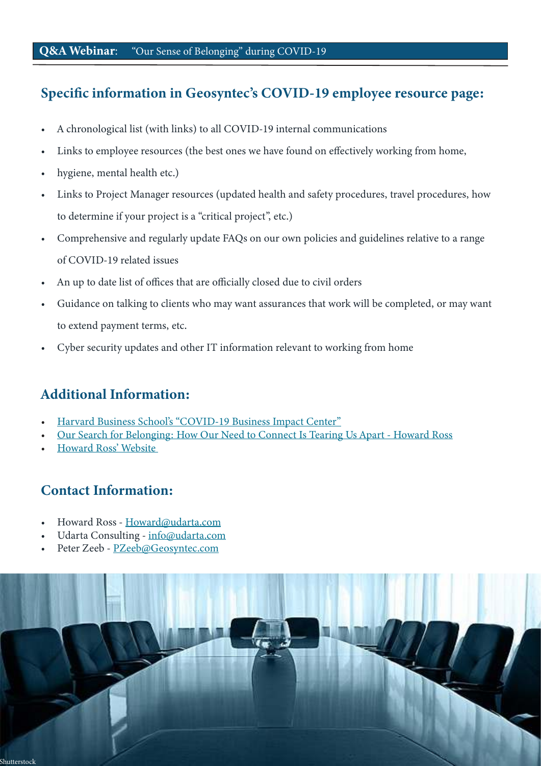## Specific information in Geosyntec's COVID-19 employee resource page:

- A chronological list (with links) to all COVID-19 internal communications
- Links to employee resources (the best ones we have found on effectively working from home,
- hygiene, mental health etc.)
- Links to Project Manager resources (updated health and safety procedures, travel procedures, how to determine if your project is a "critical project", etc.)
- Comprehensive and regularly update FAQs on our own policies and guidelines relative to a range of COVID-19 related issues
- An up to date list of offices that are officially closed due to civil orders
- Guidance on talking to clients who may want assurances that work will be completed, or may want to extend payment terms, etc.
- Cyber security updates and other IT information relevant to working from home

## Additional Information:

- Harvard Business School's "COVID-19 Business Impact Center"
- Our Search for Belonging: How Our Need to Connect Is Tearing Us Apart - Howard Ross
- Howard Ross' Website

## Contact Information:

- Howard Ross - Howard@udarta.com
- Udarta Consulting - info@udarta.com
- Peter Zeeb - PZeeb@Geosyntec.com

Shutterstock